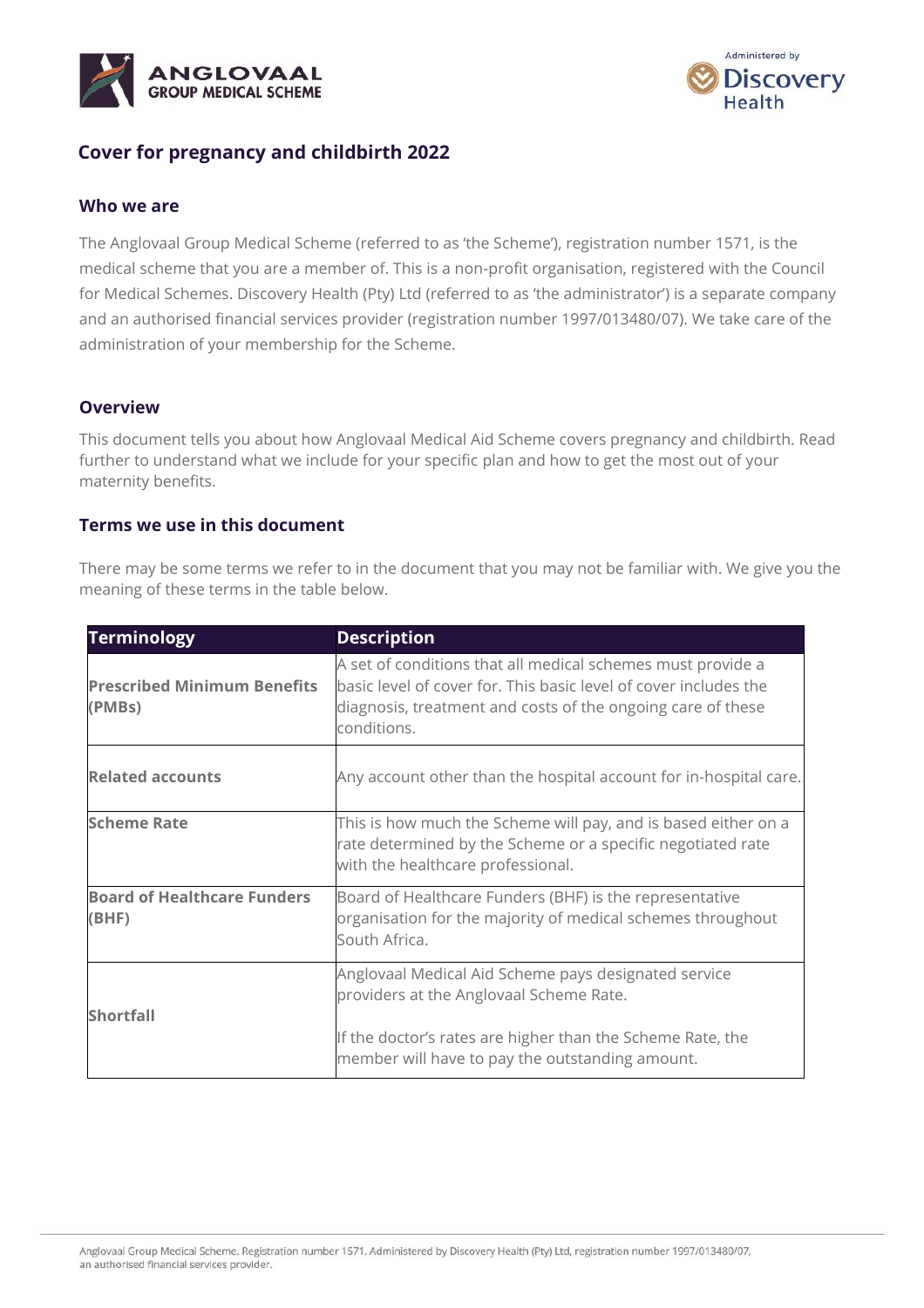# Cover for pregnancy and childbirth 2022

## Who we are

The Anglovaal Group Medical Scheme (referred to as 'the Scheme'), registration number 1571, is the medical scheme that you are a member of. This is a non-profit organisation, registered with the Council for Medical Schemes. Discovery Health (Pty) Ltd (referred to as 'the administrator') is a separate company and an authorised financial services provider (registration number 1997/013480/07). We take care of the administration of your membership for the Scheme.

## Overview

This document tells you about how Anglovaal Medical Aid Scheme covers pregnancy and childbirth. Read further to understand what we include for your specific plan and how to get the most out of your maternity benefits.

## Terms we use in this document

There may be some terms we refer to in the document that you may not be familiar with. We give you the meaning of these terms in the table below.

| Terminology | Description |
| --- | --- |
| **Prescribed Minimum Benefits (PMBs)** | A set of conditions that all medical schemes must provide a basic level of cover for. This basic level of cover includes the diagnosis, treatment and costs of the ongoing care of these conditions. |
| **Related accounts** | Any account other than the hospital account for in-hospital care. |
| **Scheme Rate** | This is how much the Scheme will pay, and is based either on a rate determined by the Scheme or a specific negotiated rate with the healthcare professional. |
| **Board of Healthcare Funders (BHF)** | Board of Healthcare Funders (BHF) is the representative organisation for the majority of medical schemes throughout South Africa. |
| **Shortfall** | Anglovaal Medical Aid Scheme pays designated service providers at the Anglovaal Scheme Rate.<br><br>If the doctor's rates are higher than the Scheme Rate, the member will have to pay the outstanding amount. |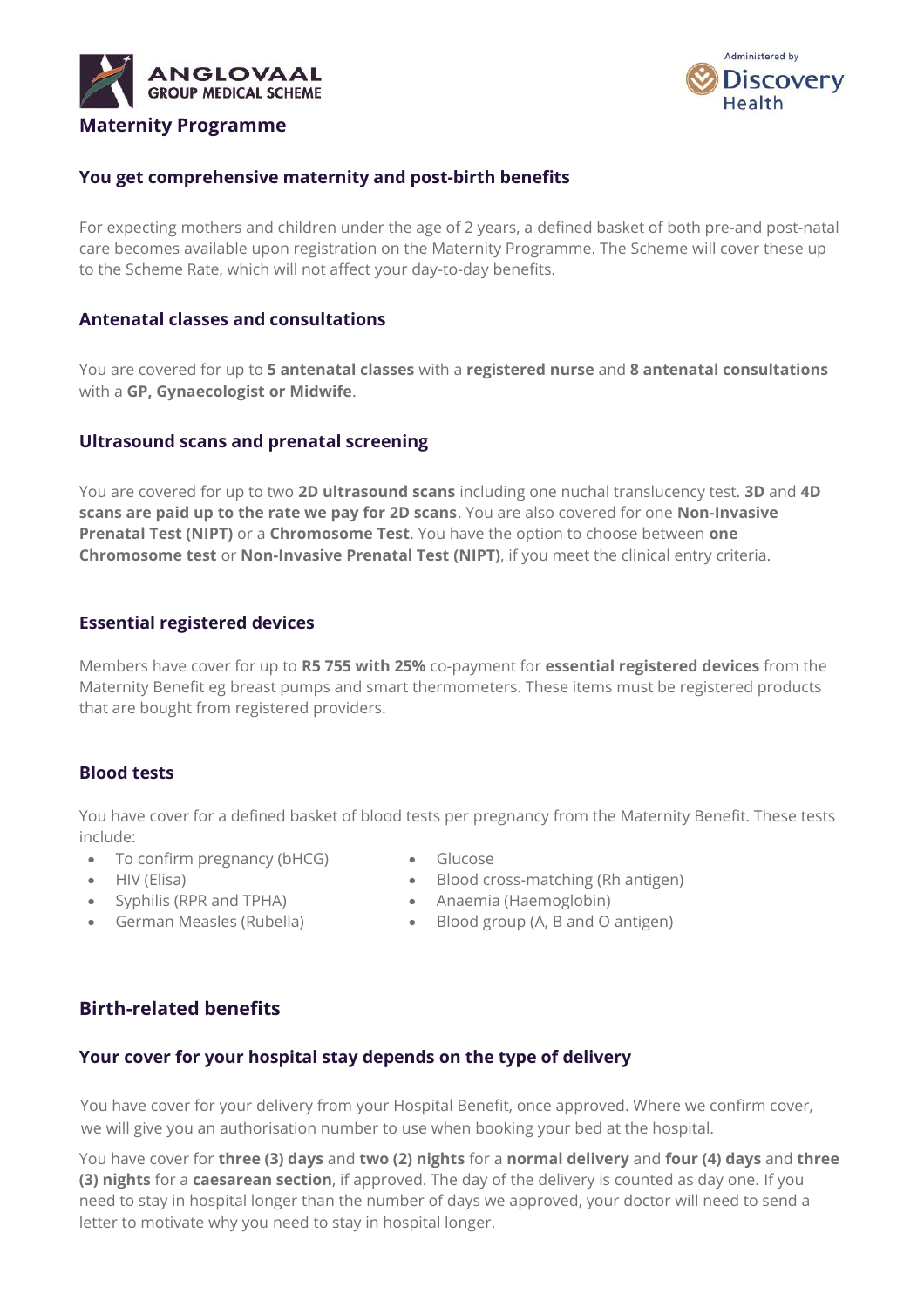ANGLOVAAL GROUP MEDICAL SCHEME

Administered by Discovery Health

# Maternity Programme

## You get comprehensive maternity and post-birth benefits

For expecting mothers and children under the age of 2 years, a defined basket of both pre-and post-natal care becomes available upon registration on the Maternity Programme. The Scheme will cover these up to the Scheme Rate, which will not affect your day-to-day benefits.

## Antenatal classes and consultations

You are covered for up to **5 antenatal classes** with a **registered nurse** and **8 antenatal consultations** with a **GP, Gynaecologist or Midwife**.

## Ultrasound scans and prenatal screening

You are covered for up to two **2D ultrasound scans** including one nuchal translucency test. **3D** and **4D scans are paid up to the rate we pay for 2D scans**. You are also covered for one **Non-Invasive Prenatal Test (NIPT)** or a **Chromosome Test**. You have the option to choose between **one Chromosome test** or **Non-Invasive Prenatal Test (NIPT)**, if you meet the clinical entry criteria.

## Essential registered devices

Members have cover for up to **R5 755 with 25%** co-payment for **essential registered devices** from the Maternity Benefit eg breast pumps and smart thermometers. These items must be registered products that are bought from registered providers.

## Blood tests

You have cover for a defined basket of blood tests per pregnancy from the Maternity Benefit. These tests include:

- To confirm pregnancy (bHCG)
- HIV (Elisa)
- Syphilis (RPR and TPHA)
- German Measles (Rubella)
- Glucose
- Blood cross-matching (Rh antigen)
- Anaemia (Haemoglobin)
- Blood group (A, B and O antigen)

# Birth-related benefits

## Your cover for your hospital stay depends on the type of delivery

You have cover for your delivery from your Hospital Benefit, once approved. Where we confirm cover, we will give you an authorisation number to use when booking your bed at the hospital.

You have cover for **three (3) days** and **two (2) nights** for a **normal delivery** and **four (4) days** and **three (3) nights** for a **caesarean section**, if approved. The day of the delivery is counted as day one. If you need to stay in hospital longer than the number of days we approved, your doctor will need to send a letter to motivate why you need to stay in hospital longer.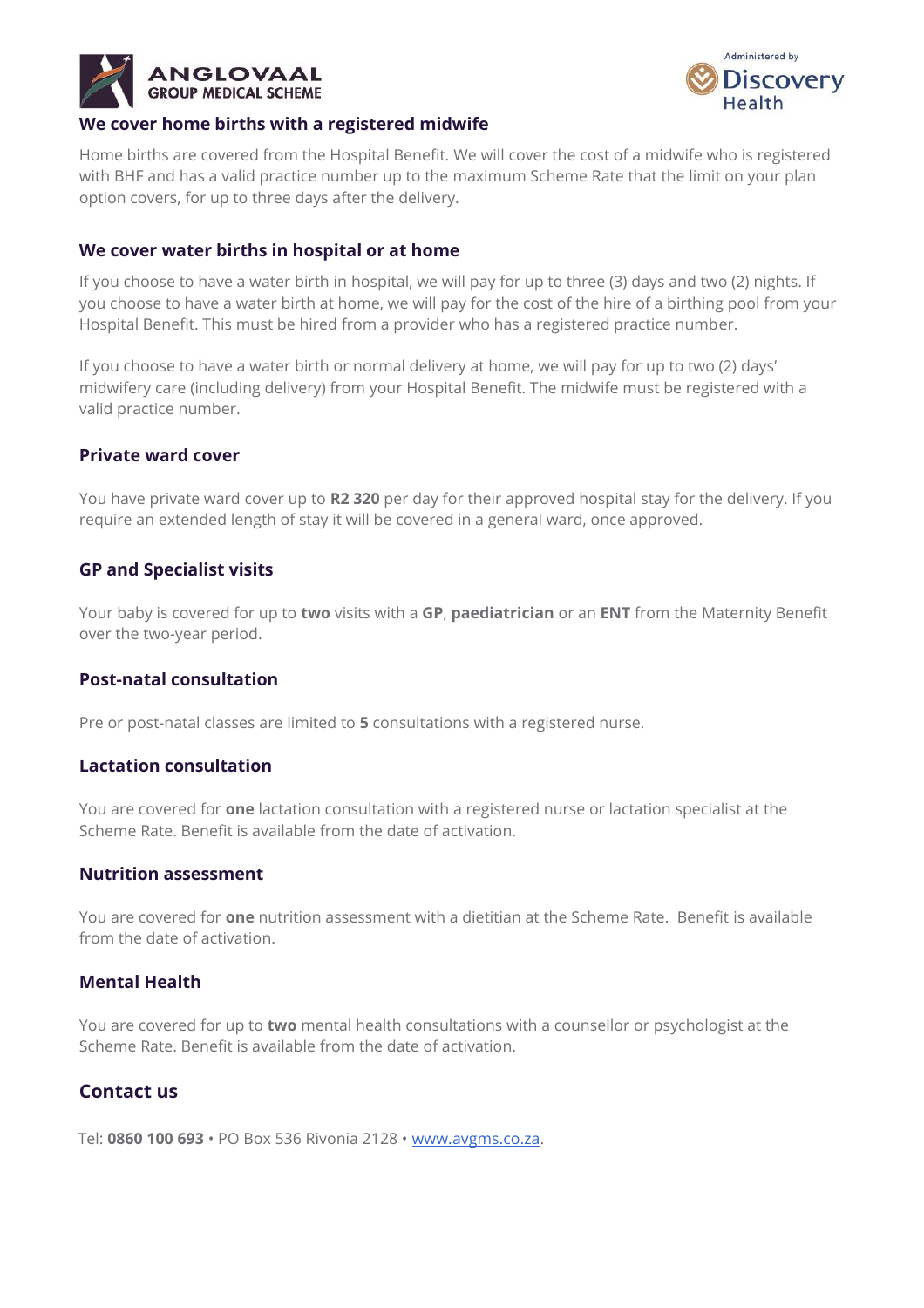## We cover home births with a registered midwife

Home births are covered from the Hospital Benefit. We will cover the cost of a midwife who is registered with BHF and has a valid practice number up to the maximum Scheme Rate that the limit on your plan option covers, for up to three days after the delivery.

### We cover water births in hospital or at home

If you choose to have a water birth in hospital, we will pay for up to three (3) days and two (2) nights. If you choose to have a water birth at home, we will pay for the cost of the hire of a birthing pool from your Hospital Benefit. This must be hired from a provider who has a registered practice number.

If you choose to have a water birth or normal delivery at home, we will pay for up to two (2) days' midwifery care (including delivery) from your Hospital Benefit. The midwife must be registered with a valid practice number.

### Private ward cover

You have private ward cover up to **R2 320** per day for their approved hospital stay for the delivery. If you require an extended length of stay it will be covered in a general ward, once approved.

### GP and Specialist visits

Your baby is covered for up to **two** visits with a **GP**, **paediatrician** or an **ENT** from the Maternity Benefit over the two-year period.

### Post-natal consultation

Pre or post-natal classes are limited to **5** consultations with a registered nurse.

### Lactation consultation

You are covered for **one** lactation consultation with a registered nurse or lactation specialist at the Scheme Rate. Benefit is available from the date of activation.

### Nutrition assessment

You are covered for **one** nutrition assessment with a dietitian at the Scheme Rate. Benefit is available from the date of activation.

### Mental Health

You are covered for up to **two** mental health consultations with a counsellor or psychologist at the Scheme Rate. Benefit is available from the date of activation.

## Contact us

Tel: **0860 100 693** • PO Box 536 Rivonia 2128 • www.avgms.co.za.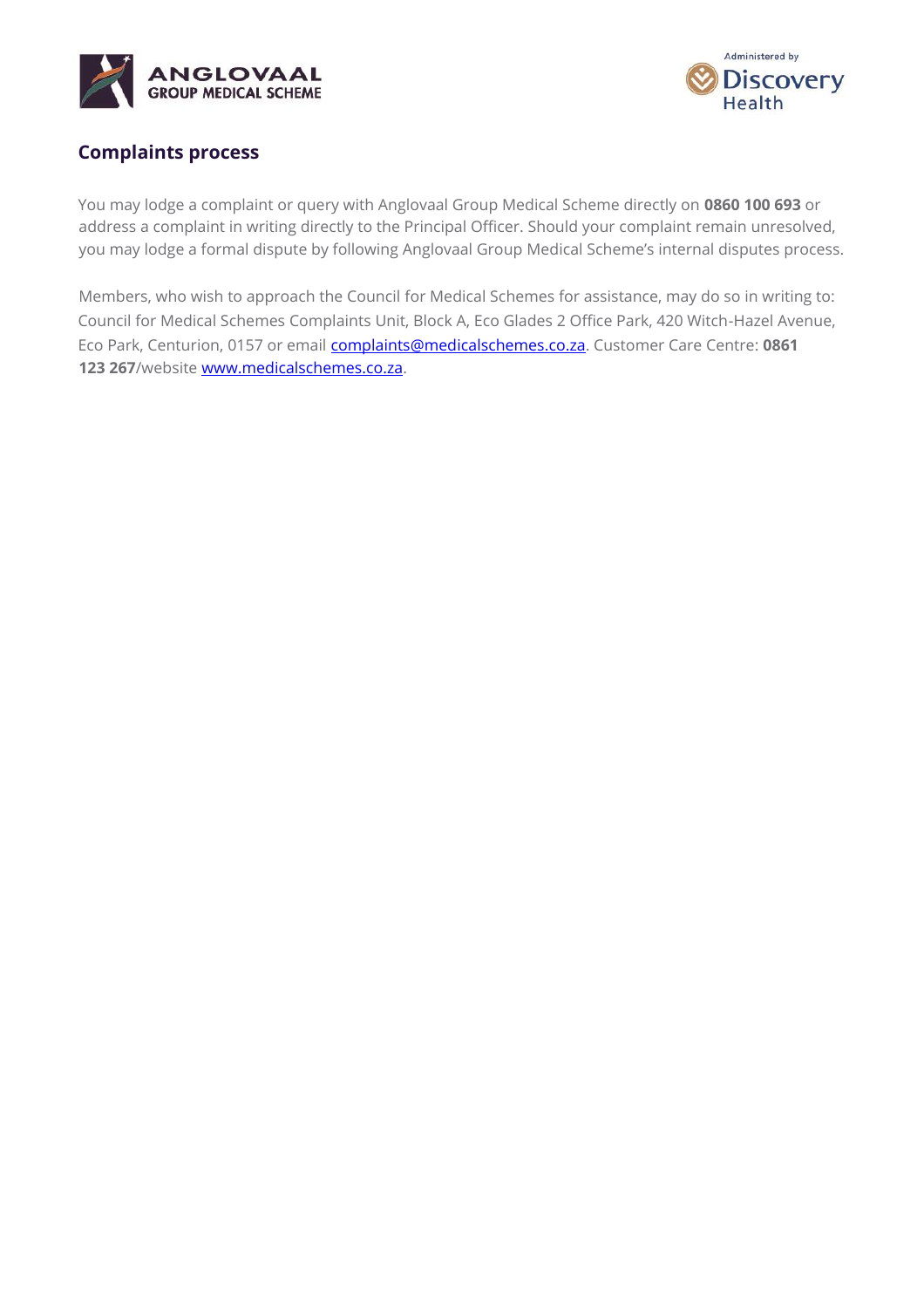ANGLOVAAL GROUP MEDICAL SCHEME

Administered by Discovery Health

## Complaints process

You may lodge a complaint or query with Anglovaal Group Medical Scheme directly on **0860 100 693** or address a complaint in writing directly to the Principal Officer. Should your complaint remain unresolved, you may lodge a formal dispute by following Anglovaal Group Medical Scheme's internal disputes process.

Members, who wish to approach the Council for Medical Schemes for assistance, may do so in writing to: Council for Medical Schemes Complaints Unit, Block A, Eco Glades 2 Office Park, 420 Witch-Hazel Avenue, Eco Park, Centurion, 0157 or email complaints@medicalschemes.co.za. Customer Care Centre: **0861 123 267**/website www.medicalschemes.co.za.